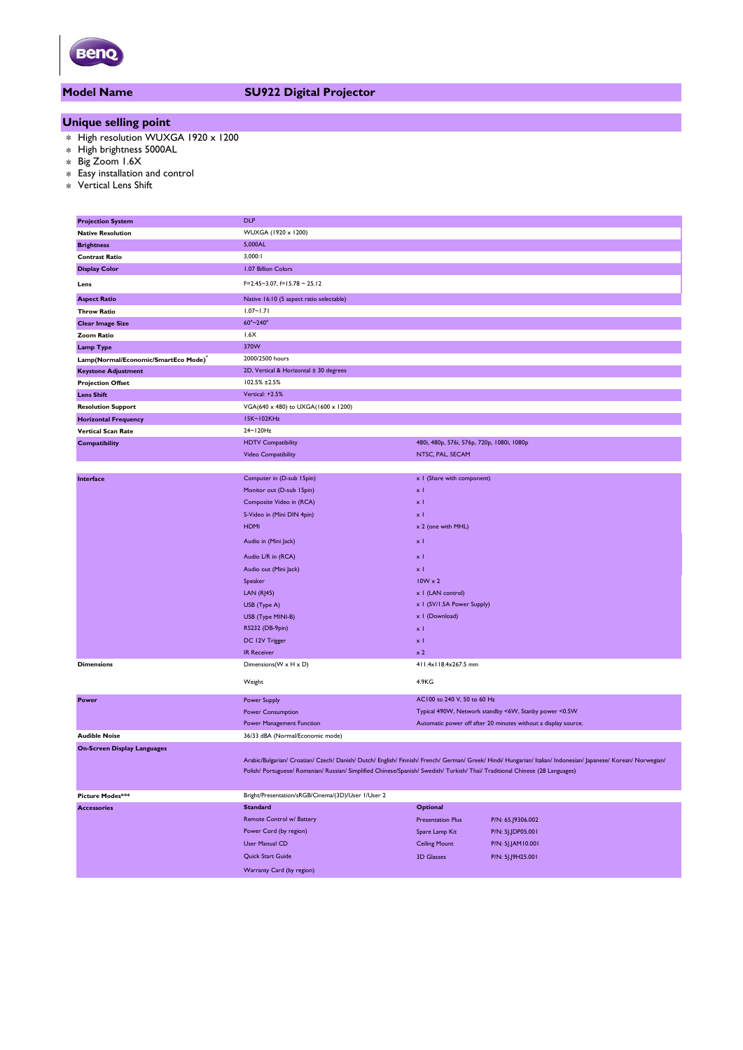| Model Name | SU922 Digital Projector |
|---|---|

## Unique selling point

- High resolution WUXGA 1920 x 1200
- High brightness 5000AL
- Big Zoom 1.6X
- Easy installation and control
- Vertical Lens Shift

| | | | |
|---|---|---|---|
| **Projection System** | DLP | | |
| **Native Resolution** | WUXGA (1920 x 1200) | | |
| **Brightness** | 5,000AL | | |
| **Contrast Ratio** | 3,000:1 | | |
| **Display Color** | 1.07 Billion Colors | | |
| **Lens** | F=2.45~3.07, f=15.78 ~ 25.12 | | |
| **Aspect Ratio** | Native 16:10 (5 aspect ratio selectable) | | |
| **Throw Ratio** | 1.07~1.71 | | |
| **Clear Image Size** | 60"~240" | | |
| **Zoom Ratio** | 1.6X | | |
| **Lamp Type** | 370W | | |
| **Lamp(Normal/Economic/SmartEco Mode)*** | 2000/2500 hours | | |
| **Keystone Adjustment** | 2D, Vertical & Horizontal ± 30 degrees | | |
| **Projection Offset** | 102.5% ±2.5% | | |
| **Lens Shift** | Vertical: +2.5% | | |
| **Resolution Support** | VGA(640 x 480) to UXGA(1600 x 1200) | | |
| **Horizontal Frequency** | 15K~102KHz | | |
| **Vertical Scan Rate** | 24~120Hz | | |
| **Compatibility** | HDTV Compatibility | 480i, 480p, 576i, 576p, 720p, 1080i, 1080p | |
| | Video Compatibility | NTSC, PAL, SECAM | |
| **Interface** | Computer in (D-sub 15pin) | x 1 (Share with component) | |
| | Monitor out (D-sub 15pin) | x 1 | |
| | Composite Video in (RCA) | x 1 | |
| | S-Video in (Mini DIN 4pin) | x 1 | |
| | HDMI | x 2 (one with MHL) | |
| | Audio in (Mini Jack) | x 1 | |
| | Audio L/R in (RCA) | x 1 | |
| | Audio out (Mini Jack) | x 1 | |
| | Speaker | 10W x 2 | |
| | LAN (RJ45) | x 1 (LAN control) | |
| | USB (Type A) | x 1 (5V/1.5A Power Supply) | |
| | USB (Type MINI-B) | x 1 (Download) | |
| | RS232 (DB-9pin) | x 1 | |
| | DC 12V Trigger | x 1 | |
| | IR Receiver | x 2 | |
| **Dimensions** | Dimensions(W x H x D) | 411.4x118.4x267.5 mm | |
| | Weight | 4.9KG | |
| **Power** | Power Supply | AC100 to 240 V, 50 to 60 Hz | |
| | Power Consumption | Typical 490W, Network standby <6W, Stanby power <0.5W | |
| | Power Management Function | Automatic power off after 20 minutes without a display source. | |
| **Audible Noise** | 36/33 dBA (Normal/Economic mode) | | |
| **On-Screen Display Languages** | Arabic/Bulgarian/ Croatian/ Czech/ Danish/ Dutch/ English/ Finnish/ French/ German/ Greek/ Hindi/ Hungarian/ Italian/ Indonesian/ Japanese/ Korean/ Norwegian/ Polish/ Portuguese/ Romanian/ Russian/ Simplified Chinese/Spanish/ Swedish/ Turkish/ Thai/ Traditional Chinese (28 Languages) | | |
| **Picture Modes*** | Bright/Presentation/sRGB/Cinema/(3D)/User 1/User 2 | | |
| **Accessories** | **Standard** | **Optional** | |
| | Remote Control w/ Battery | Presentation Plus | P/N: 65.J9306.002 |
| | Power Cord (by region) | Spare Lamp Kit | P/N: 5J.JDP05.001 |
| | User Manual CD | Ceiling Mount | P/N: 5J.JAM10.001 |
| | Quick Start Guide | 3D Glasses | P/N: 5J.J9H25.001 |
| | Warranty Card (by region) | | |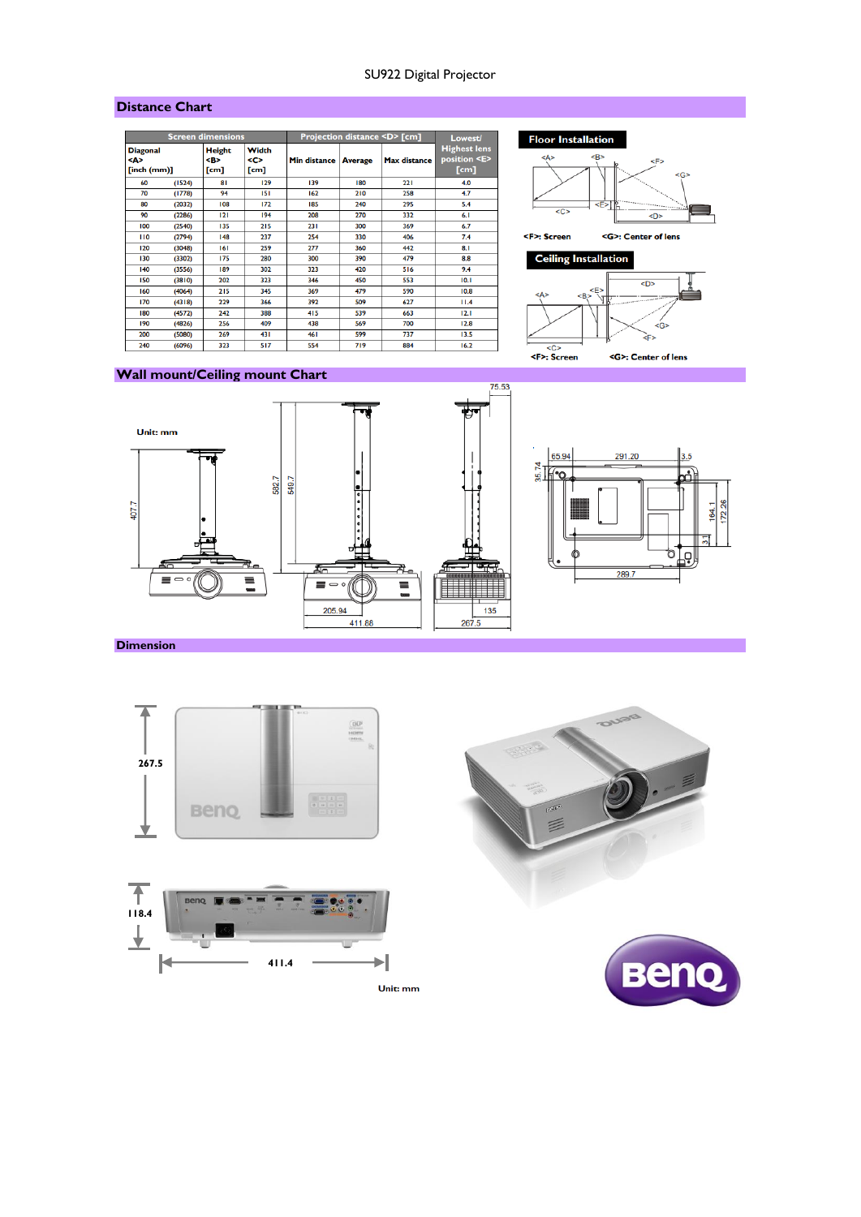SU922 Digital Projector

## Distance Chart

| Screen dimensions | | | | Projection distance <D> [cm] | | | Lowest/ Highest lens position <E> [cm] |
|---|---|---|---|---|---|---|---|
| Diagonal <A> [inch (mm)] | | Height <B> [cm] | Width <C> [cm] | Min distance | Average | Max distance | |
| 60 | (1524) | 81 | 129 | 139 | 180 | 221 | 4.0 |
| 70 | (1778) | 94 | 151 | 162 | 210 | 258 | 4.7 |
| 80 | (2032) | 108 | 172 | 185 | 240 | 295 | 5.4 |
| 90 | (2286) | 121 | 194 | 208 | 270 | 332 | 6.1 |
| 100 | (2540) | 135 | 215 | 231 | 300 | 369 | 6.7 |
| 110 | (2794) | 148 | 237 | 254 | 330 | 406 | 7.4 |
| 120 | (3048) | 161 | 259 | 277 | 360 | 442 | 8.1 |
| 130 | (3302) | 175 | 280 | 300 | 390 | 479 | 8.8 |
| 140 | (3556) | 189 | 302 | 323 | 420 | 516 | 9.4 |
| 150 | (3810) | 202 | 323 | 346 | 450 | 553 | 10.1 |
| 160 | (4064) | 215 | 345 | 369 | 479 | 590 | 10.8 |
| 170 | (4318) | 229 | 366 | 392 | 509 | 627 | 11.4 |
| 180 | (4572) | 242 | 388 | 415 | 539 | 663 | 12.1 |
| 190 | (4826) | 256 | 409 | 438 | 569 | 700 | 12.8 |
| 200 | (5080) | 269 | 431 | 461 | 599 | 737 | 13.5 |
| 240 | (6096) | 323 | 517 | 554 | 719 | 884 | 16.2 |

**Floor Installation**

<A> <B> <F> <G> <E> <C> <D>

<F>: Screen <G>: Center of lens

**Ceiling Installation**

<D> <A> <B> <E> <G> <F> <C>

<F>: Screen <G>: Center of lens

## Wall mount/Ceiling mount Chart

Unit: mm

407.7

582.7 549.7

75.53

205.94 411.88

135 267.5

65.94 291.20 3.5 35.74 164.1 172.26 3.1 289.7

## Dimension

267.5

118.4

411.4

Unit: mm